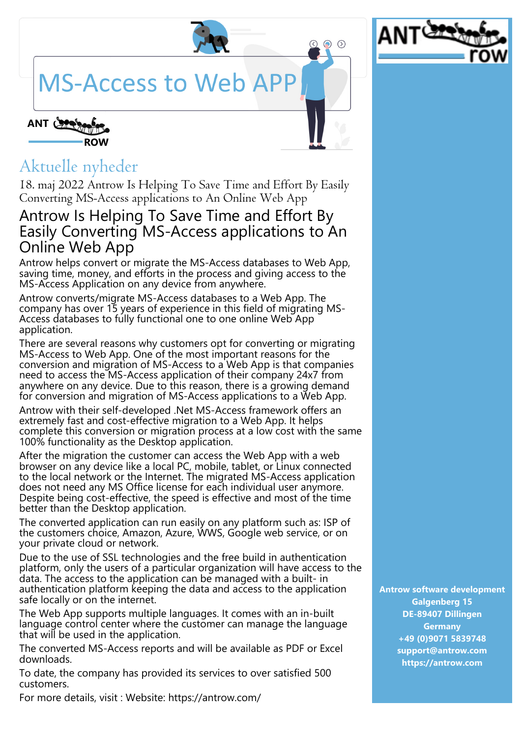# MS-Access to Web APP

ANT ROW

## Aktuelle nyheder

18. maj 2022 Antrow Is Helping To Save Time and Effort By Easily Converting MS-Access applications to An Online Web App

## Antrow Is Helping To Save Time and Effort By Easily Converting MS-Access applications to An Online Web App

Antrow helps convert or migrate the MS-Access databases to Web App, saving time, money, and efforts in the process and giving access to the MS-Access Application on any device from anywhere.

Antrow converts/migrate MS-Access databases to a Web App. The company has over 15 years of experience in this field of migrating MS-Access databases to fully functional one to one online Web App application.

There are several reasons why customers opt for converting or migrating MS-Access to Web App. One of the most important reasons for the conversion and migration of MS-Access to a Web App is that companies need to access the MS-Access application of their company 24x7 from anywhere on any device. Due to this reason, there is a growing demand for conversion and migration of MS-Access applications to a Web App.

Antrow with their self-developed .Net MS-Access framework offers an extremely fast and cost-effective migration to a Web App. It helps complete this conversion or migration process at a low cost with the same 100% functionality as the Desktop application.

After the migration the customer can access the Web App with a web browser on any device like a local PC, mobile, tablet, or Linux connected to the local network or the Internet. The migrated MS-Access application does not need any MS Office license for each individual user anymore. Despite being cost-effective, the speed is effective and most of the time better than the Desktop application.

The converted application can run easily on any platform such as: ISP of the customers choice, Amazon, Azure, WWS, Google web service, or on your private cloud or network.

Due to the use of SSL technologies and the free build in authentication platform, only the users of a particular organization will have access to the data. The access to the application can be managed with a built- in authentication platform keeping the data and access to the application safe locally or on the internet.

The Web App supports multiple languages. It comes with an in-built language control center where the customer can manage the language that will be used in the application.

The converted MS-Access reports and will be available as PDF or Excel downloads.

To date, the company has provided its services to over satisfied 500 customers.

For more details, visit : Website: https://antrow.com/

**Antrow software development**
**Galgenberg 15**
**DE-89407 Dillingen**
**Germany**
**+49 (0)9071 5839748**
**support@antrow.com**
**https://antrow.com**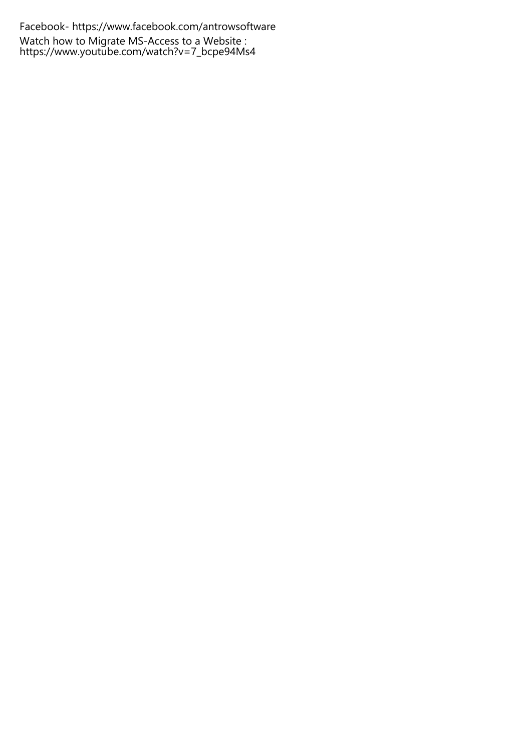Facebook- https://www.facebook.com/antrowsoftware

Watch how to Migrate MS-Access to a Website :
https://www.youtube.com/watch?v=7_bcpe94Ms4